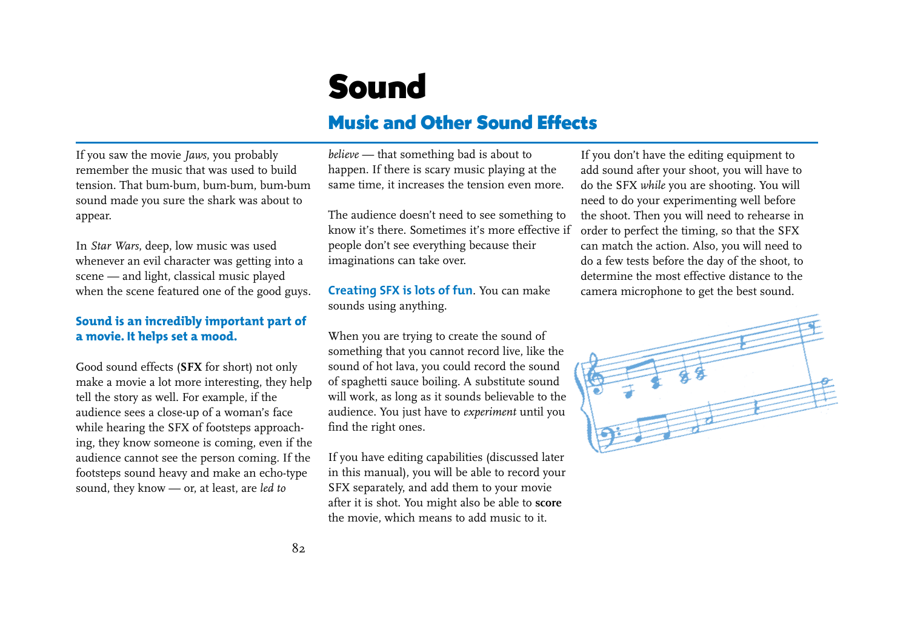# Sound

## Music and Other Sound Effects

If you saw the movie *Jaws*, you probably remember the music that was used to build tension. That bum-bum, bum-bum, bum-bum sound made you sure the shark was about to appear.

In *Star Wars*, deep, low music was used whenever an evil character was getting into a scene — and light, classical music played when the scene featured one of the good guys.

**Sound is an incredibly important part of a movie. It helps set a mood.**

Good sound effects (**SFX** for short) not only make a movie a lot more interesting, they help tell the story as well. For example, if the audience sees a close-up of a woman's face while hearing the SFX of footsteps approaching, they know someone is coming, even if the audience cannot see the person coming. If the footsteps sound heavy and make an echo-type sound, they know — or, at least, are *led to believe* — that something bad is about to happen. If there is scary music playing at the same time, it increases the tension even more.

The audience doesn't need to see something to know it's there. Sometimes it's more effective if people don't see everything because their imaginations can take over.

**Creating SFX is lots of fun**. You can make sounds using anything.

When you are trying to create the sound of something that you cannot record live, like the sound of hot lava, you could record the sound of spaghetti sauce boiling. A substitute sound will work, as long as it sounds believable to the audience. You just have to *experiment* until you find the right ones.

If you have editing capabilities (discussed later in this manual), you will be able to record your SFX separately, and add them to your movie after it is shot. You might also be able to **score** the movie, which means to add music to it.

If you don't have the editing equipment to add sound after your shoot, you will have to do the SFX *while* you are shooting. You will need to do your experimenting well before the shoot. Then you will need to rehearse in order to perfect the timing, so that the SFX can match the action. Also, you will need to do a few tests before the day of the shoot, to determine the most effective distance to the camera microphone to get the best sound.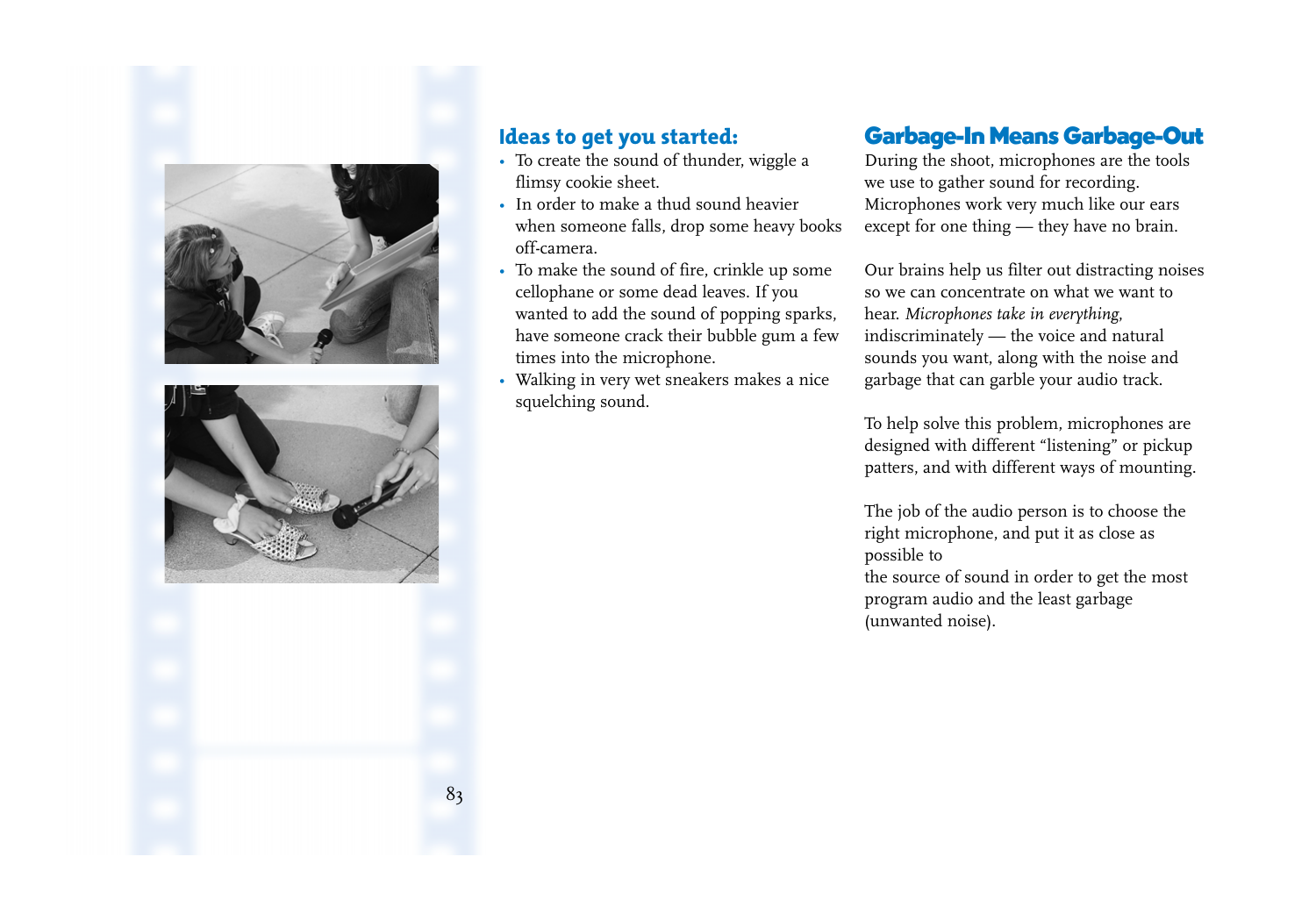## Ideas to get you started:

- To create the sound of thunder, wiggle a flimsy cookie sheet.
- In order to make a thud sound heavier when someone falls, drop some heavy books off-camera.
- To make the sound of fire, crinkle up some cellophane or some dead leaves. If you wanted to add the sound of popping sparks, have someone crack their bubble gum a few times into the microphone.
- Walking in very wet sneakers makes a nice squelching sound.

## Garbage-In Means Garbage-Out

During the shoot, microphones are the tools we use to gather sound for recording. Microphones work very much like our ears except for one thing — they have no brain.

Our brains help us filter out distracting noises so we can concentrate on what we want to hear. *Microphones take in everything,* indiscriminately — the voice and natural sounds you want, along with the noise and garbage that can garble your audio track.

To help solve this problem, microphones are designed with different "listening" or pickup patters, and with different ways of mounting.

The job of the audio person is to choose the right microphone, and put it as close as possible to the source of sound in order to get the most program audio and the least garbage (unwanted noise).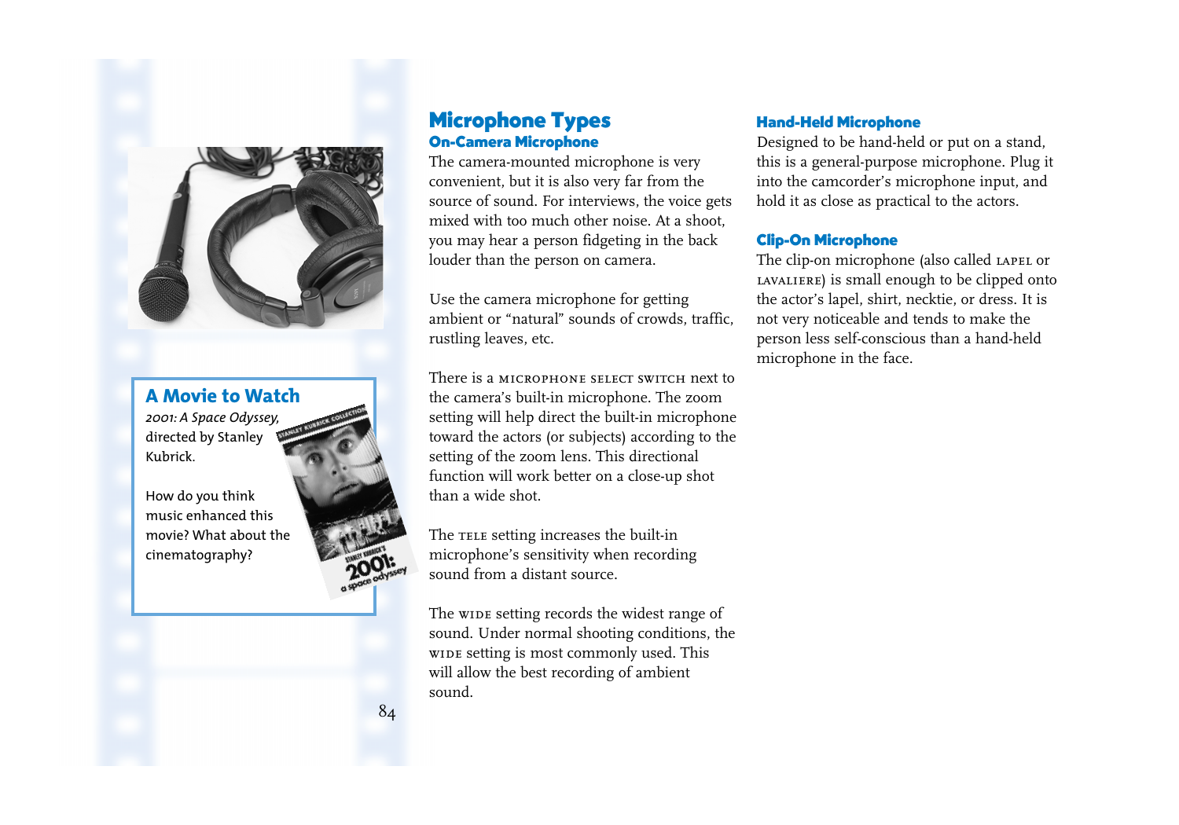## A Movie to Watch

*2001: A Space Odyssey,* directed by Stanley Kubrick.

How do you think music enhanced this movie? What about the cinematography?

# Microphone Types

### On-Camera Microphone

The camera-mounted microphone is very convenient, but it is also very far from the source of sound. For interviews, the voice gets mixed with too much other noise. At a shoot, you may hear a person fidgeting in the back louder than the person on camera.

Use the camera microphone for getting ambient or "natural" sounds of crowds, traffic, rustling leaves, etc.

There is a MICROPHONE SELECT SWITCH next to the camera's built-in microphone. The zoom setting will help direct the built-in microphone toward the actors (or subjects) according to the setting of the zoom lens. This directional function will work better on a close-up shot than a wide shot.

The TELE setting increases the built-in microphone's sensitivity when recording sound from a distant source.

The WIDE setting records the widest range of sound. Under normal shooting conditions, the WIDE setting is most commonly used. This will allow the best recording of ambient sound.

### Hand-Held Microphone

Designed to be hand-held or put on a stand, this is a general-purpose microphone. Plug it into the camcorder's microphone input, and hold it as close as practical to the actors.

### Clip-On Microphone

The clip-on microphone (also called LAPEL or LAVALIERE) is small enough to be clipped onto the actor's lapel, shirt, necktie, or dress. It is not very noticeable and tends to make the person less self-conscious than a hand-held microphone in the face.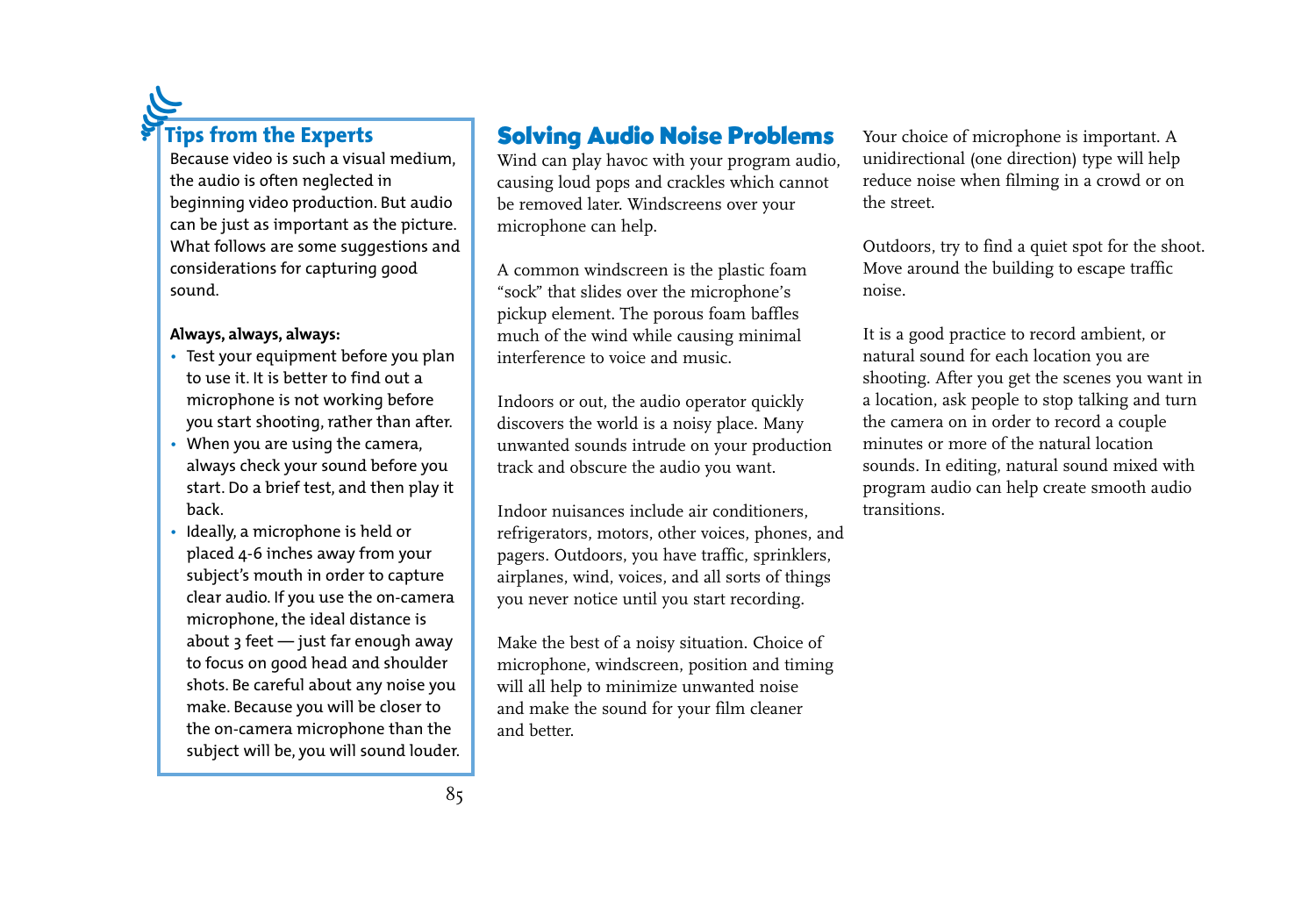## Tips from the Experts

Because video is such a visual medium, the audio is often neglected in beginning video production. But audio can be just as important as the picture. What follows are some suggestions and considerations for capturing good sound.

**Always, always, always:**

- Test your equipment before you plan to use it. It is better to find out a microphone is not working before you start shooting, rather than after.
- When you are using the camera, always check your sound before you start. Do a brief test, and then play it back.
- Ideally, a microphone is held or placed 4-6 inches away from your subject's mouth in order to capture clear audio. If you use the on-camera microphone, the ideal distance is about 3 feet — just far enough away to focus on good head and shoulder shots. Be careful about any noise you make. Because you will be closer to the on-camera microphone than the subject will be, you will sound louder.

## Solving Audio Noise Problems

Wind can play havoc with your program audio, causing loud pops and crackles which cannot be removed later. Windscreens over your microphone can help.

A common windscreen is the plastic foam "sock" that slides over the microphone's pickup element. The porous foam baffles much of the wind while causing minimal interference to voice and music.

Indoors or out, the audio operator quickly discovers the world is a noisy place. Many unwanted sounds intrude on your production track and obscure the audio you want.

Indoor nuisances include air conditioners, refrigerators, motors, other voices, phones, and pagers. Outdoors, you have traffic, sprinklers, airplanes, wind, voices, and all sorts of things you never notice until you start recording.

Make the best of a noisy situation. Choice of microphone, windscreen, position and timing will all help to minimize unwanted noise and make the sound for your film cleaner and better.

Your choice of microphone is important. A unidirectional (one direction) type will help reduce noise when filming in a crowd or on the street.

Outdoors, try to find a quiet spot for the shoot. Move around the building to escape traffic noise.

It is a good practice to record ambient, or natural sound for each location you are shooting. After you get the scenes you want in a location, ask people to stop talking and turn the camera on in order to record a couple minutes or more of the natural location sounds. In editing, natural sound mixed with program audio can help create smooth audio transitions.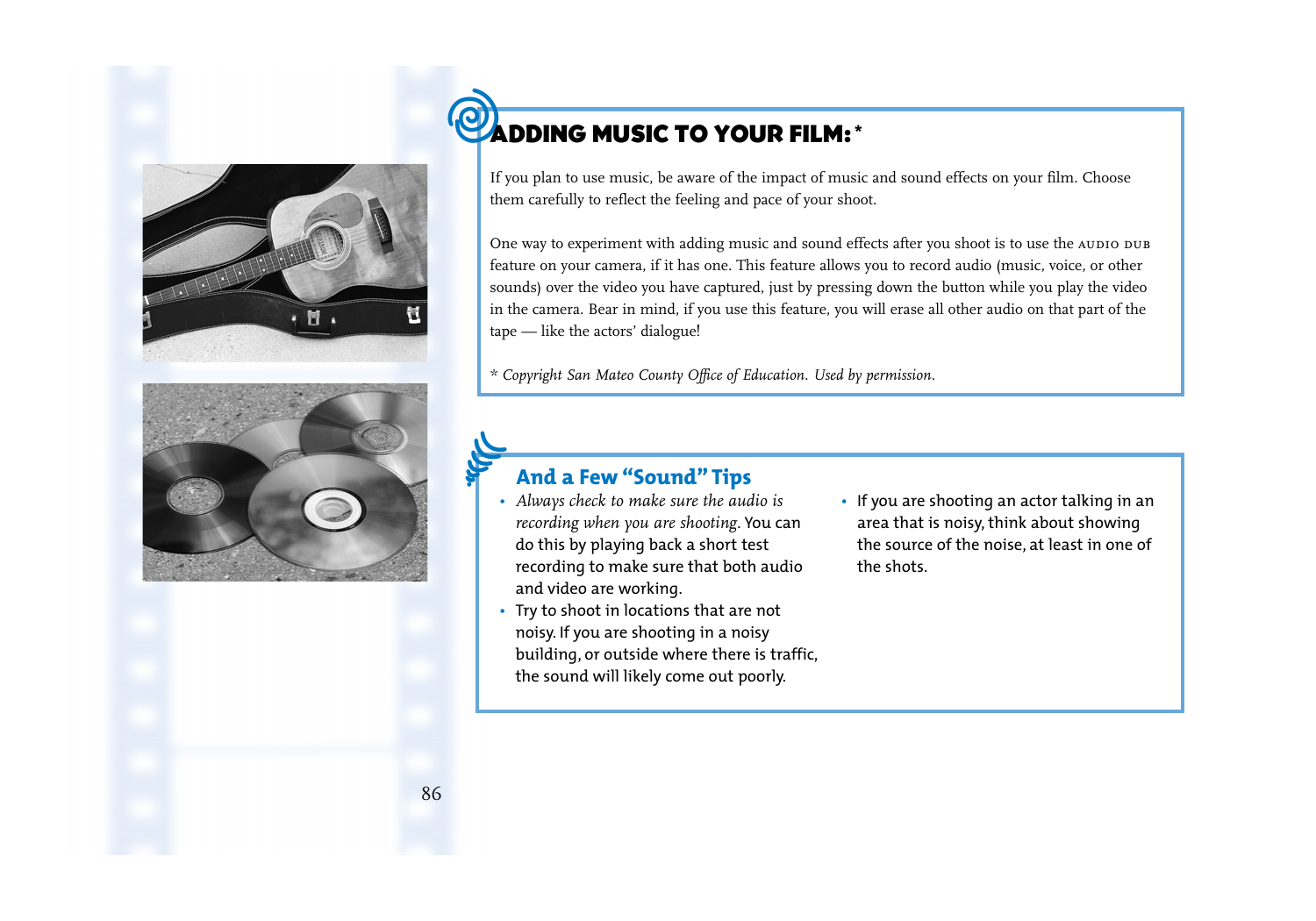## ADDING MUSIC TO YOUR FILM:*

If you plan to use music, be aware of the impact of music and sound effects on your film. Choose them carefully to reflect the feeling and pace of your shoot.

One way to experiment with adding music and sound effects after you shoot is to use the AUDIO DUB feature on your camera, if it has one. This feature allows you to record audio (music, voice, or other sounds) over the video you have captured, just by pressing down the button while you play the video in the camera. Bear in mind, if you use this feature, you will erase all other audio on that part of the tape — like the actors' dialogue!

*\* Copyright San Mateo County Office of Education. Used by permission.*

### And a Few "Sound" Tips

- *Always check to make sure the audio is recording when you are shooting.* You can do this by playing back a short test recording to make sure that both audio and video are working.
- Try to shoot in locations that are not noisy. If you are shooting in a noisy building, or outside where there is traffic, the sound will likely come out poorly.
- If you are shooting an actor talking in an area that is noisy, think about showing the source of the noise, at least in one of the shots.